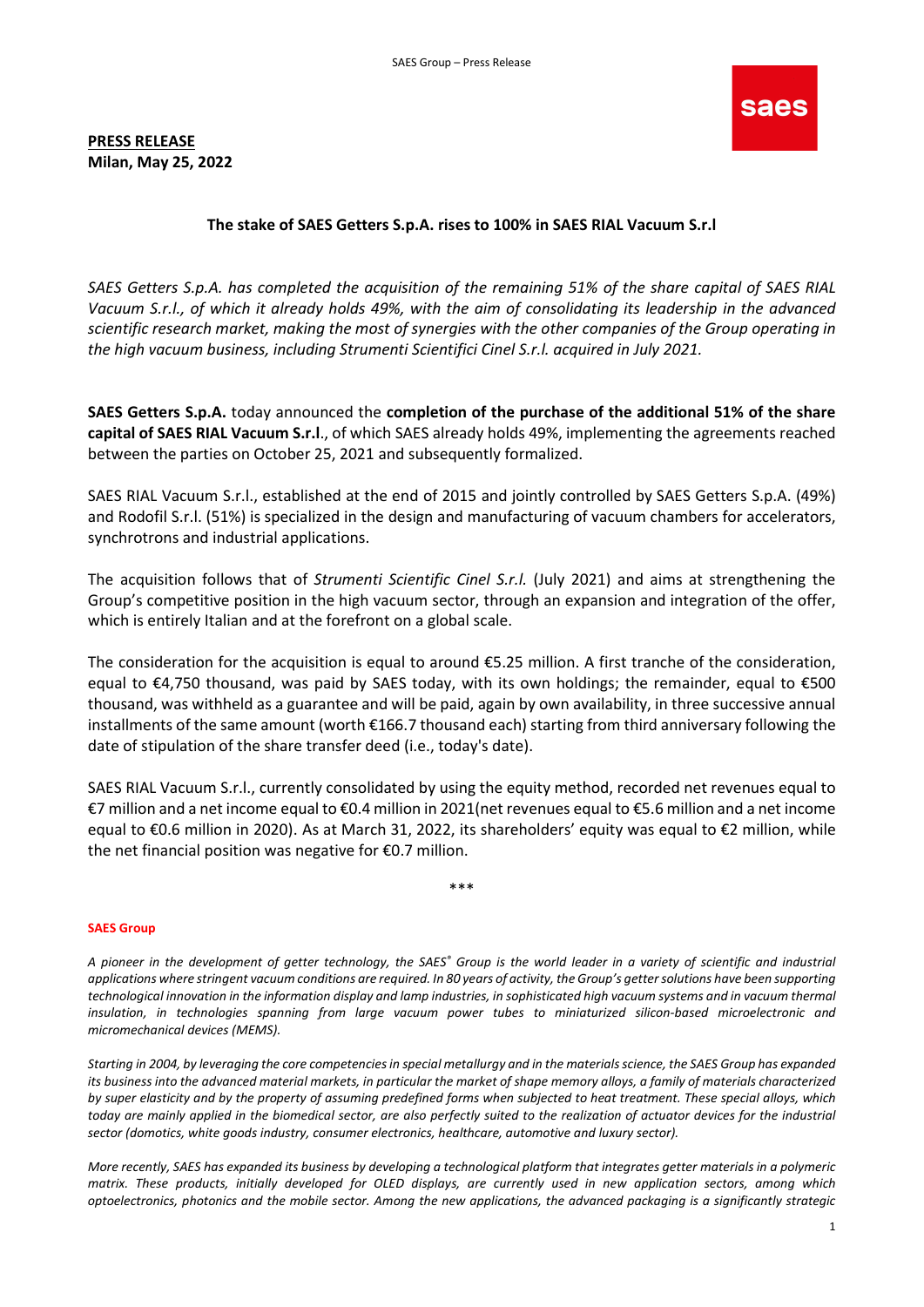**PRESS RELEASE**
**Milan, May 25, 2022**

**The stake of SAES Getters S.p.A. rises to 100% in SAES RIAL Vacuum S.r.l**

*SAES Getters S.p.A. has completed the acquisition of the remaining 51% of the share capital of SAES RIAL Vacuum S.r.l., of which it already holds 49%, with the aim of consolidating its leadership in the advanced scientific research market, making the most of synergies with the other companies of the Group operating in the high vacuum business, including Strumenti Scientifici Cinel S.r.l. acquired in July 2021.*

**SAES Getters S.p.A.** today announced the **completion of the purchase of the additional 51% of the share capital of SAES RIAL Vacuum S.r.l**., of which SAES already holds 49%, implementing the agreements reached between the parties on October 25, 2021 and subsequently formalized.

SAES RIAL Vacuum S.r.l., established at the end of 2015 and jointly controlled by SAES Getters S.p.A. (49%) and Rodofil S.r.l. (51%) is specialized in the design and manufacturing of vacuum chambers for accelerators, synchrotrons and industrial applications.

The acquisition follows that of *Strumenti Scientific Cinel S.r.l.* (July 2021) and aims at strengthening the Group's competitive position in the high vacuum sector, through an expansion and integration of the offer, which is entirely Italian and at the forefront on a global scale.

The consideration for the acquisition is equal to around €5.25 million. A first tranche of the consideration, equal to €4,750 thousand, was paid by SAES today, with its own holdings; the remainder, equal to €500 thousand, was withheld as a guarantee and will be paid, again by own availability, in three successive annual installments of the same amount (worth €166.7 thousand each) starting from third anniversary following the date of stipulation of the share transfer deed (i.e., today's date).

SAES RIAL Vacuum S.r.l., currently consolidated by using the equity method, recorded net revenues equal to €7 million and a net income equal to €0.4 million in 2021(net revenues equal to €5.6 million and a net income equal to €0.6 million in 2020). As at March 31, 2022, its shareholders' equity was equal to €2 million, while the net financial position was negative for €0.7 million.

\*\*\*

**SAES Group**

*A pioneer in the development of getter technology, the SAES® Group is the world leader in a variety of scientific and industrial applications where stringent vacuum conditions are required. In 80 years of activity, the Group's getter solutions have been supporting technological innovation in the information display and lamp industries, in sophisticated high vacuum systems and in vacuum thermal insulation, in technologies spanning from large vacuum power tubes to miniaturized silicon-based microelectronic and micromechanical devices (MEMS).*

*Starting in 2004, by leveraging the core competencies in special metallurgy and in the materials science, the SAES Group has expanded its business into the advanced material markets, in particular the market of shape memory alloys, a family of materials characterized by super elasticity and by the property of assuming predefined forms when subjected to heat treatment. These special alloys, which today are mainly applied in the biomedical sector, are also perfectly suited to the realization of actuator devices for the industrial sector (domotics, white goods industry, consumer electronics, healthcare, automotive and luxury sector).*

*More recently, SAES has expanded its business by developing a technological platform that integrates getter materials in a polymeric matrix. These products, initially developed for OLED displays, are currently used in new application sectors, among which optoelectronics, photonics and the mobile sector. Among the new applications, the advanced packaging is a significantly strategic*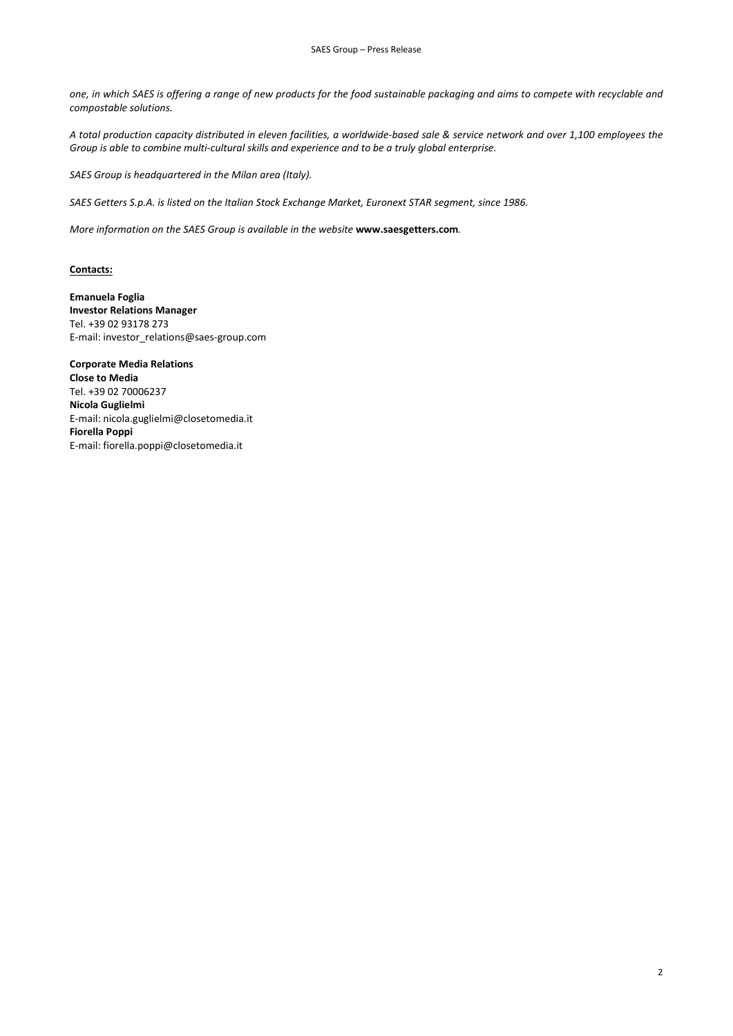*one, in which SAES is offering a range of new products for the food sustainable packaging and aims to compete with recyclable and compostable solutions.*

*A total production capacity distributed in eleven facilities, a worldwide-based sale & service network and over 1,100 employees the Group is able to combine multi-cultural skills and experience and to be a truly global enterprise.*

*SAES Group is headquartered in the Milan area (Italy).*

*SAES Getters S.p.A. is listed on the Italian Stock Exchange Market, Euronext STAR segment, since 1986.*

*More information on the SAES Group is available in the website* **www.saesgetters.com***.*

**Contacts:**

**Emanuela Foglia**
**Investor Relations Manager**
Tel. +39 02 93178 273
E-mail: investor_relations@saes-group.com

**Corporate Media Relations**
**Close to Media**
Tel. +39 02 70006237
**Nicola Guglielmi**
E-mail: nicola.guglielmi@closetomedia.it
**Fiorella Poppi**
E-mail: fiorella.poppi@closetomedia.it